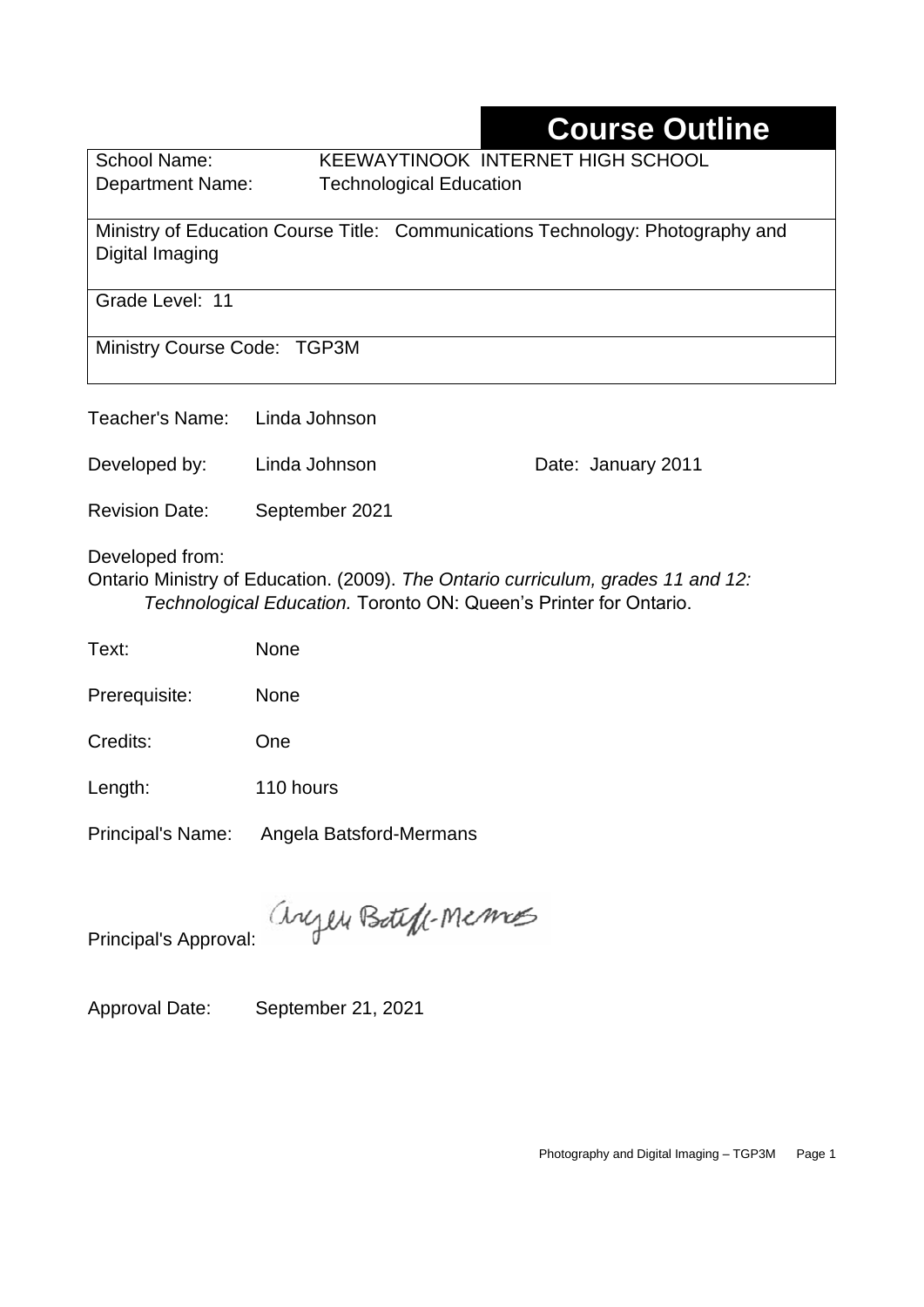# Course Outline

School Name: KEEWAYTINOOK INTERNET HIGH SCHOOL
Department Name: Technological Education

Ministry of Education Course Title: Communications Technology: Photography and Digital Imaging

Grade Level: 11

Ministry Course Code: TGP3M

Teacher's Name: Linda Johnson

Developed by: Linda Johnson Date: January 2011

Revision Date: September 2021

Developed from:
Ontario Ministry of Education. (2009). *The Ontario curriculum, grades 11 and 12: Technological Education.* Toronto ON: Queen's Printer for Ontario.

Text: None

Prerequisite: None

Credits: One

Length: 110 hours

Principal's Name: Angela Batsford-Mermans

Principal's Approval: Angela Batsford-Mermans

Approval Date: September 21, 2021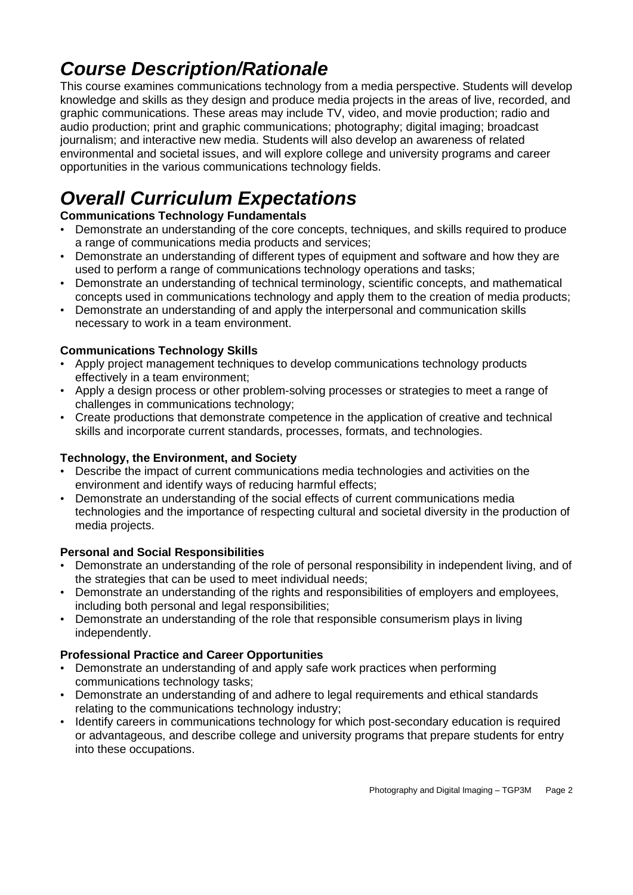# *Course Description/Rationale*

This course examines communications technology from a media perspective. Students will develop knowledge and skills as they design and produce media projects in the areas of live, recorded, and graphic communications. These areas may include TV, video, and movie production; radio and audio production; print and graphic communications; photography; digital imaging; broadcast journalism; and interactive new media. Students will also develop an awareness of related environmental and societal issues, and will explore college and university programs and career opportunities in the various communications technology fields.

# *Overall Curriculum Expectations*

**Communications Technology Fundamentals**

- Demonstrate an understanding of the core concepts, techniques, and skills required to produce a range of communications media products and services;
- Demonstrate an understanding of different types of equipment and software and how they are used to perform a range of communications technology operations and tasks;
- Demonstrate an understanding of technical terminology, scientific concepts, and mathematical concepts used in communications technology and apply them to the creation of media products;
- Demonstrate an understanding of and apply the interpersonal and communication skills necessary to work in a team environment.

**Communications Technology Skills**

- Apply project management techniques to develop communications technology products effectively in a team environment;
- Apply a design process or other problem-solving processes or strategies to meet a range of challenges in communications technology;
- Create productions that demonstrate competence in the application of creative and technical skills and incorporate current standards, processes, formats, and technologies.

**Technology, the Environment, and Society**

- Describe the impact of current communications media technologies and activities on the environment and identify ways of reducing harmful effects;
- Demonstrate an understanding of the social effects of current communications media technologies and the importance of respecting cultural and societal diversity in the production of media projects.

**Personal and Social Responsibilities**

- Demonstrate an understanding of the role of personal responsibility in independent living, and of the strategies that can be used to meet individual needs;
- Demonstrate an understanding of the rights and responsibilities of employers and employees, including both personal and legal responsibilities;
- Demonstrate an understanding of the role that responsible consumerism plays in living independently.

**Professional Practice and Career Opportunities**

- Demonstrate an understanding of and apply safe work practices when performing communications technology tasks;
- Demonstrate an understanding of and adhere to legal requirements and ethical standards relating to the communications technology industry;
- Identify careers in communications technology for which post-secondary education is required or advantageous, and describe college and university programs that prepare students for entry into these occupations.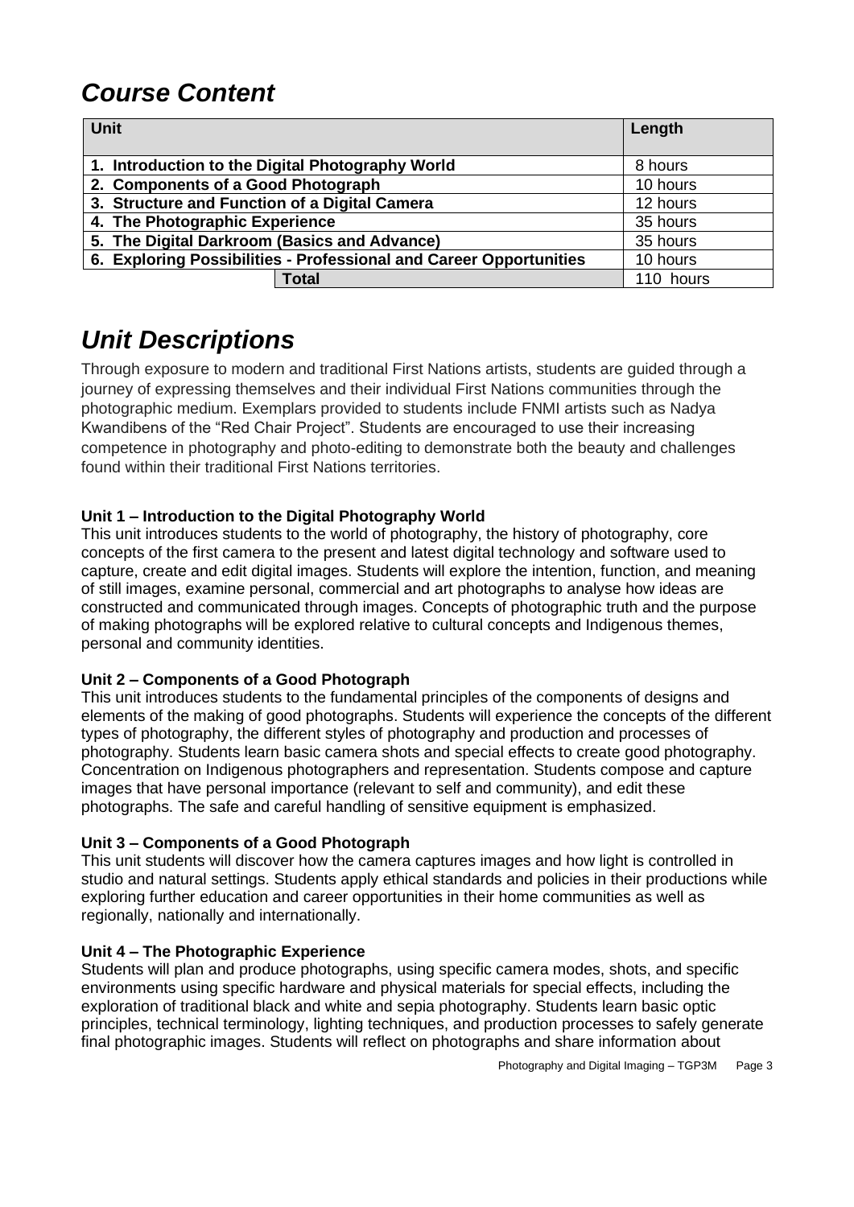# *Course Content*

| Unit | Length |
|---|---|
| **1. Introduction to the Digital Photography World** | 8 hours |
| **2. Components of a Good Photograph** | 10 hours |
| **3. Structure and Function of a Digital Camera** | 12 hours |
| **4. The Photographic Experience** | 35 hours |
| **5. The Digital Darkroom (Basics and Advance)** | 35 hours |
| **6. Exploring Possibilities - Professional and Career Opportunities** | 10 hours |
| **Total** | 110 hours |

# *Unit Descriptions*

Through exposure to modern and traditional First Nations artists, students are guided through a journey of expressing themselves and their individual First Nations communities through the photographic medium. Exemplars provided to students include FNMI artists such as Nadya Kwandibens of the "Red Chair Project". Students are encouraged to use their increasing competence in photography and photo-editing to demonstrate both the beauty and challenges found within their traditional First Nations territories.

**Unit 1 – Introduction to the Digital Photography World**

This unit introduces students to the world of photography, the history of photography, core concepts of the first camera to the present and latest digital technology and software used to capture, create and edit digital images. Students will explore the intention, function, and meaning of still images, examine personal, commercial and art photographs to analyse how ideas are constructed and communicated through images. Concepts of photographic truth and the purpose of making photographs will be explored relative to cultural concepts and Indigenous themes, personal and community identities.

**Unit 2 – Components of a Good Photograph**

This unit introduces students to the fundamental principles of the components of designs and elements of the making of good photographs. Students will experience the concepts of the different types of photography, the different styles of photography and production and processes of photography. Students learn basic camera shots and special effects to create good photography. Concentration on Indigenous photographers and representation. Students compose and capture images that have personal importance (relevant to self and community), and edit these photographs. The safe and careful handling of sensitive equipment is emphasized.

**Unit 3 – Components of a Good Photograph**

This unit students will discover how the camera captures images and how light is controlled in studio and natural settings. Students apply ethical standards and policies in their productions while exploring further education and career opportunities in their home communities as well as regionally, nationally and internationally.

**Unit 4 – The Photographic Experience**

Students will plan and produce photographs, using specific camera modes, shots, and specific environments using specific hardware and physical materials for special effects, including the exploration of traditional black and white and sepia photography. Students learn basic optic principles, technical terminology, lighting techniques, and production processes to safely generate final photographic images. Students will reflect on photographs and share information about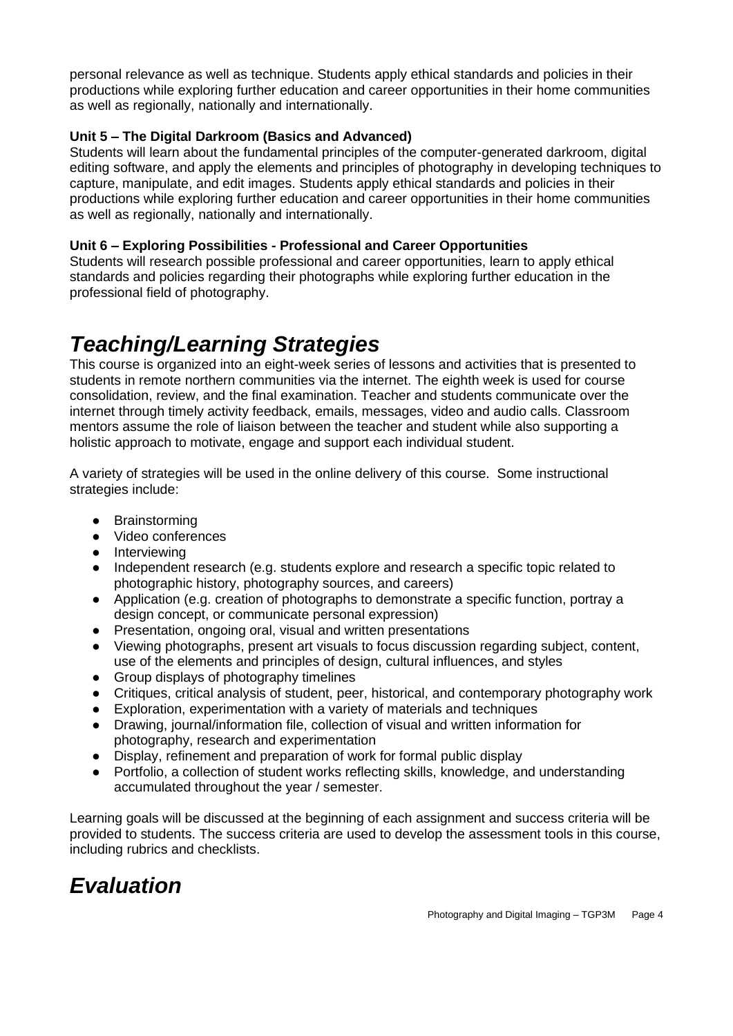personal relevance as well as technique. Students apply ethical standards and policies in their productions while exploring further education and career opportunities in their home communities as well as regionally, nationally and internationally.

**Unit 5 – The Digital Darkroom (Basics and Advanced)**

Students will learn about the fundamental principles of the computer-generated darkroom, digital editing software, and apply the elements and principles of photography in developing techniques to capture, manipulate, and edit images. Students apply ethical standards and policies in their productions while exploring further education and career opportunities in their home communities as well as regionally, nationally and internationally.

**Unit 6 – Exploring Possibilities - Professional and Career Opportunities**

Students will research possible professional and career opportunities, learn to apply ethical standards and policies regarding their photographs while exploring further education in the professional field of photography.

# *Teaching/Learning Strategies*

This course is organized into an eight-week series of lessons and activities that is presented to students in remote northern communities via the internet. The eighth week is used for course consolidation, review, and the final examination. Teacher and students communicate over the internet through timely activity feedback, emails, messages, video and audio calls. Classroom mentors assume the role of liaison between the teacher and student while also supporting a holistic approach to motivate, engage and support each individual student.

A variety of strategies will be used in the online delivery of this course. Some instructional strategies include:

- Brainstorming
- Video conferences
- Interviewing
- Independent research (e.g. students explore and research a specific topic related to photographic history, photography sources, and careers)
- Application (e.g. creation of photographs to demonstrate a specific function, portray a design concept, or communicate personal expression)
- Presentation, ongoing oral, visual and written presentations
- Viewing photographs, present art visuals to focus discussion regarding subject, content, use of the elements and principles of design, cultural influences, and styles
- Group displays of photography timelines
- Critiques, critical analysis of student, peer, historical, and contemporary photography work
- Exploration, experimentation with a variety of materials and techniques
- Drawing, journal/information file, collection of visual and written information for photography, research and experimentation
- Display, refinement and preparation of work for formal public display
- Portfolio, a collection of student works reflecting skills, knowledge, and understanding accumulated throughout the year / semester.

Learning goals will be discussed at the beginning of each assignment and success criteria will be provided to students. The success criteria are used to develop the assessment tools in this course, including rubrics and checklists.

# *Evaluation*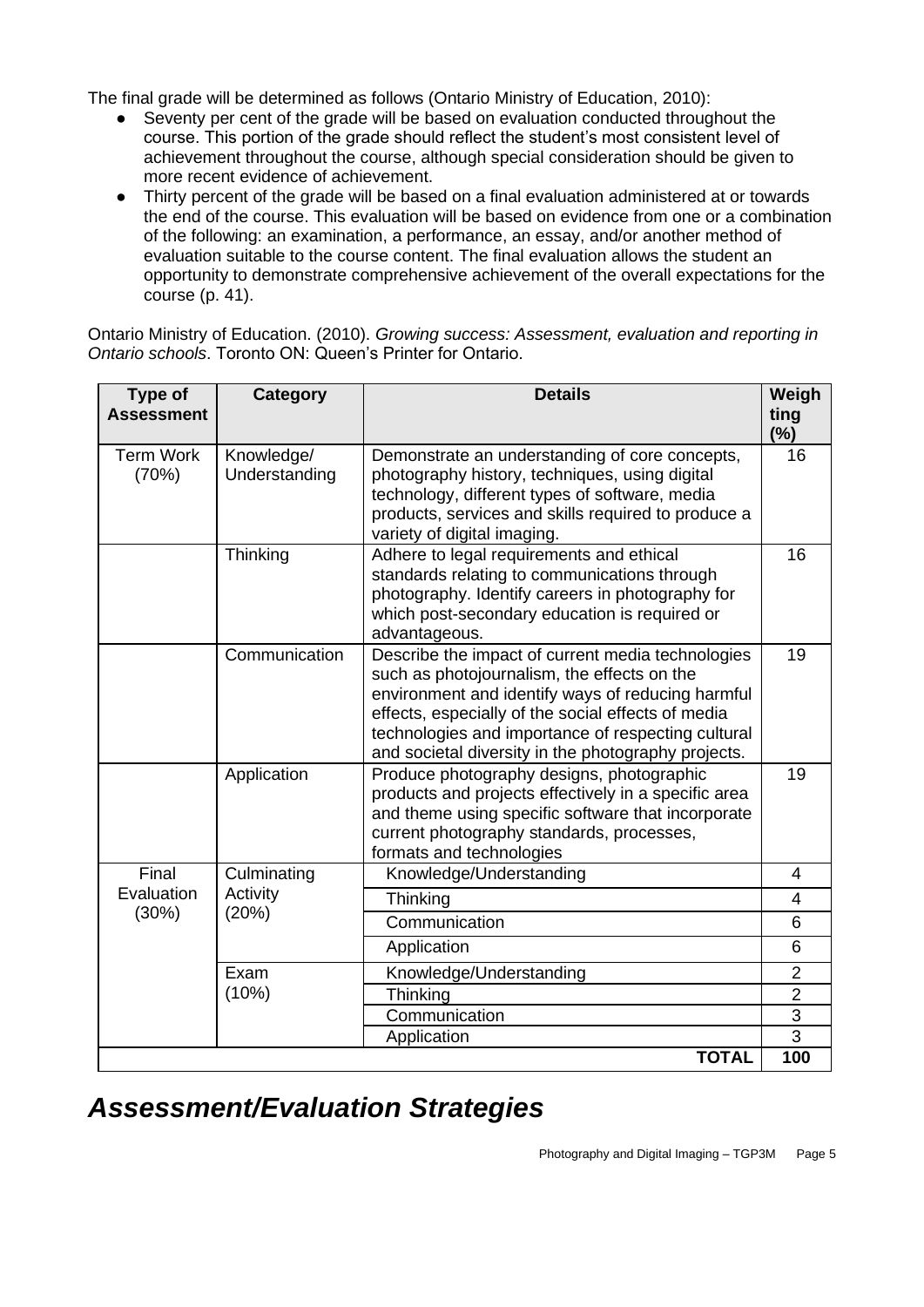The final grade will be determined as follows (Ontario Ministry of Education, 2010):

- Seventy per cent of the grade will be based on evaluation conducted throughout the course. This portion of the grade should reflect the student's most consistent level of achievement throughout the course, although special consideration should be given to more recent evidence of achievement.
- Thirty percent of the grade will be based on a final evaluation administered at or towards the end of the course. This evaluation will be based on evidence from one or a combination of the following: an examination, a performance, an essay, and/or another method of evaluation suitable to the course content. The final evaluation allows the student an opportunity to demonstrate comprehensive achievement of the overall expectations for the course (p. 41).

Ontario Ministry of Education. (2010). *Growing success: Assessment, evaluation and reporting in Ontario schools*. Toronto ON: Queen's Printer for Ontario.

| Type of Assessment | Category | Details | Weighting (%) |
|---|---|---|---|
| Term Work (70%) | Knowledge/ Understanding | Demonstrate an understanding of core concepts, photography history, techniques, using digital technology, different types of software, media products, services and skills required to produce a variety of digital imaging. | 16 |
| | Thinking | Adhere to legal requirements and ethical standards relating to communications through photography. Identify careers in photography for which post-secondary education is required or advantageous. | 16 |
| | Communication | Describe the impact of current media technologies such as photojournalism, the effects on the environment and identify ways of reducing harmful effects, especially of the social effects of media technologies and importance of respecting cultural and societal diversity in the photography projects. | 19 |
| | Application | Produce photography designs, photographic products and projects effectively in a specific area and theme using specific software that incorporate current photography standards, processes, formats and technologies | 19 |
| Final Evaluation (30%) | Culminating Activity (20%) | Knowledge/Understanding | 4 |
| | | Thinking | 4 |
| | | Communication | 6 |
| | | Application | 6 |
| | Exam (10%) | Knowledge/Understanding | 2 |
| | | Thinking | 2 |
| | | Communication | 3 |
| | | Application | 3 |
| | | **TOTAL** | **100** |

# ***Assessment/Evaluation Strategies***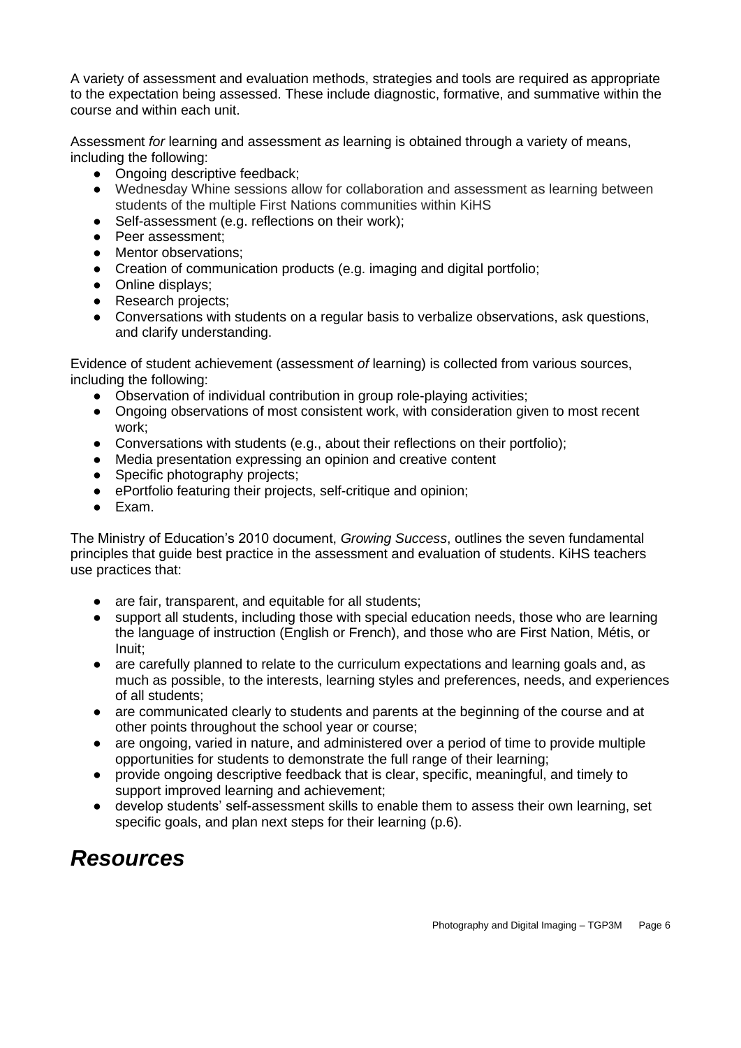A variety of assessment and evaluation methods, strategies and tools are required as appropriate to the expectation being assessed. These include diagnostic, formative, and summative within the course and within each unit.

Assessment *for* learning and assessment *as* learning is obtained through a variety of means, including the following:

- Ongoing descriptive feedback;
- Wednesday Whine sessions allow for collaboration and assessment as learning between students of the multiple First Nations communities within KiHS
- Self-assessment (e.g. reflections on their work);
- Peer assessment;
- Mentor observations;
- Creation of communication products (e.g. imaging and digital portfolio;
- Online displays;
- Research projects;
- Conversations with students on a regular basis to verbalize observations, ask questions, and clarify understanding.

Evidence of student achievement (assessment *of* learning) is collected from various sources, including the following:

- Observation of individual contribution in group role-playing activities;
- Ongoing observations of most consistent work, with consideration given to most recent work;
- Conversations with students (e.g., about their reflections on their portfolio);
- Media presentation expressing an opinion and creative content
- Specific photography projects;
- ePortfolio featuring their projects, self-critique and opinion;
- Exam.

The Ministry of Education's 2010 document, *Growing Success*, outlines the seven fundamental principles that guide best practice in the assessment and evaluation of students. KiHS teachers use practices that:

- are fair, transparent, and equitable for all students;
- support all students, including those with special education needs, those who are learning the language of instruction (English or French), and those who are First Nation, Métis, or Inuit;
- are carefully planned to relate to the curriculum expectations and learning goals and, as much as possible, to the interests, learning styles and preferences, needs, and experiences of all students;
- are communicated clearly to students and parents at the beginning of the course and at other points throughout the school year or course;
- are ongoing, varied in nature, and administered over a period of time to provide multiple opportunities for students to demonstrate the full range of their learning;
- provide ongoing descriptive feedback that is clear, specific, meaningful, and timely to support improved learning and achievement;
- develop students' self-assessment skills to enable them to assess their own learning, set specific goals, and plan next steps for their learning (p.6).

# *Resources*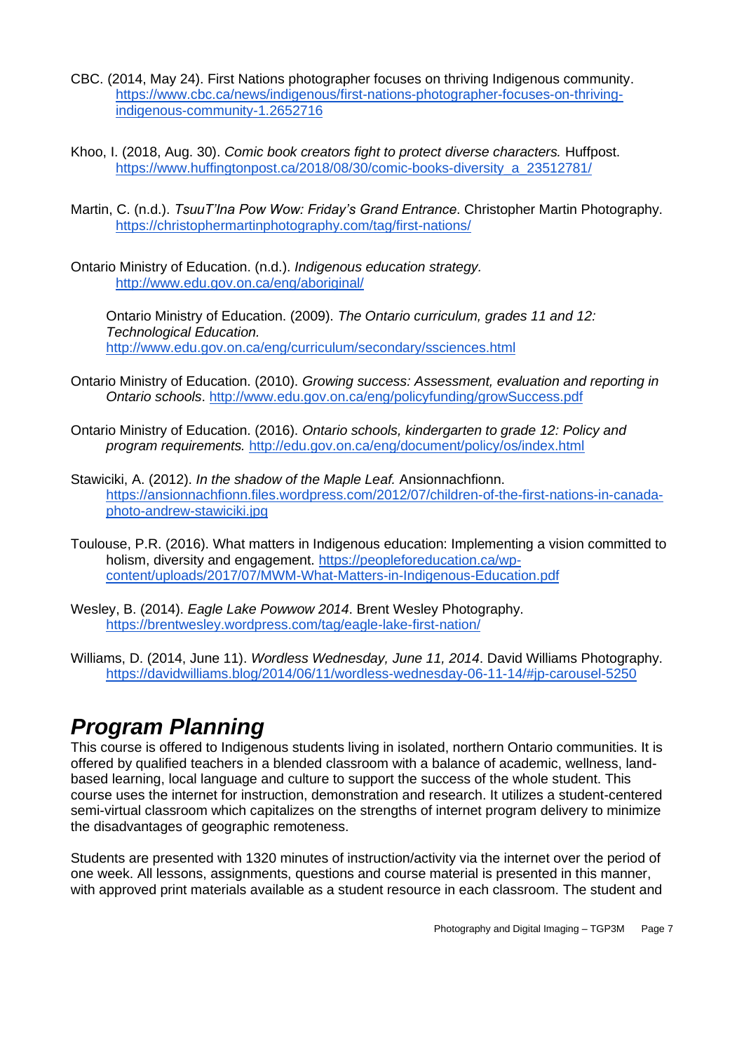CBC. (2014, May 24). First Nations photographer focuses on thriving Indigenous community. https://www.cbc.ca/news/indigenous/first-nations-photographer-focuses-on-thriving-indigenous-community-1.2652716

Khoo, I. (2018, Aug. 30). *Comic book creators fight to protect diverse characters.* Huffpost. https://www.huffingtonpost.ca/2018/08/30/comic-books-diversity_a_23512781/

Martin, C. (n.d.). *TsuuT'Ina Pow Wow: Friday's Grand Entrance*. Christopher Martin Photography. https://christophermartinphotography.com/tag/first-nations/

Ontario Ministry of Education. (n.d.). *Indigenous education strategy.* http://www.edu.gov.on.ca/eng/aboriginal/

Ontario Ministry of Education. (2009). *The Ontario curriculum, grades 11 and 12: Technological Education.* http://www.edu.gov.on.ca/eng/curriculum/secondary/ssciences.html

Ontario Ministry of Education. (2010). *Growing success: Assessment, evaluation and reporting in Ontario schools*. http://www.edu.gov.on.ca/eng/policyfunding/growSuccess.pdf

Ontario Ministry of Education. (2016). *Ontario schools, kindergarten to grade 12: Policy and program requirements.* http://edu.gov.on.ca/eng/document/policy/os/index.html

Stawiciki, A. (2012). *In the shadow of the Maple Leaf.* Ansionnachfionn. https://ansionnachfionn.files.wordpress.com/2012/07/children-of-the-first-nations-in-canada-photo-andrew-stawiciki.jpg

Toulouse, P.R. (2016). What matters in Indigenous education: Implementing a vision committed to holism, diversity and engagement. https://peopleforeducation.ca/wp-content/uploads/2017/07/MWM-What-Matters-in-Indigenous-Education.pdf

Wesley, B. (2014). *Eagle Lake Powwow 2014*. Brent Wesley Photography. https://brentwesley.wordpress.com/tag/eagle-lake-first-nation/

Williams, D. (2014, June 11). *Wordless Wednesday, June 11, 2014*. David Williams Photography. https://davidwilliams.blog/2014/06/11/wordless-wednesday-06-11-14/#jp-carousel-5250

# *Program Planning*

This course is offered to Indigenous students living in isolated, northern Ontario communities. It is offered by qualified teachers in a blended classroom with a balance of academic, wellness, land-based learning, local language and culture to support the success of the whole student. This course uses the internet for instruction, demonstration and research. It utilizes a student-centered semi-virtual classroom which capitalizes on the strengths of internet program delivery to minimize the disadvantages of geographic remoteness.

Students are presented with 1320 minutes of instruction/activity via the internet over the period of one week. All lessons, assignments, questions and course material is presented in this manner, with approved print materials available as a student resource in each classroom. The student and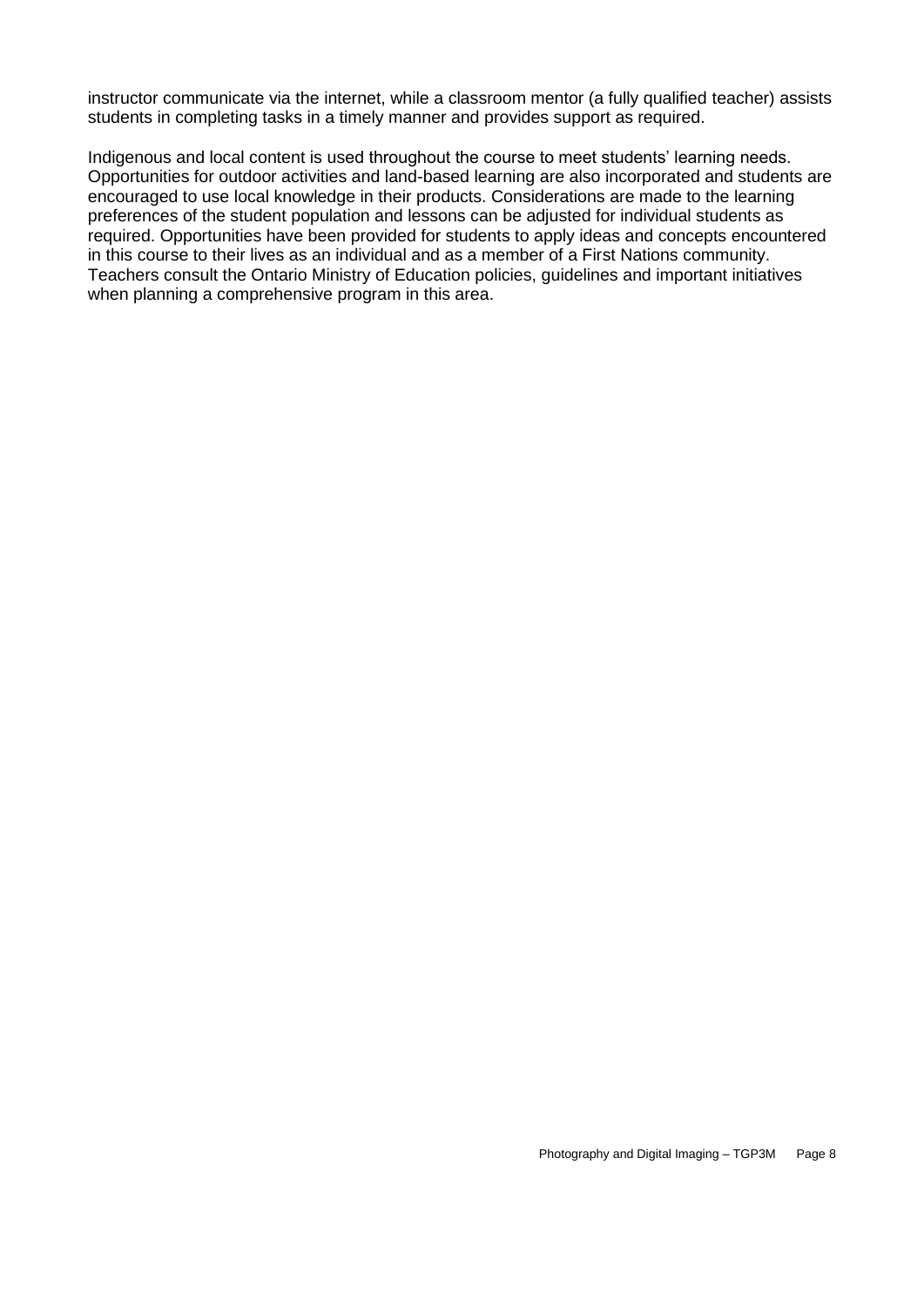instructor communicate via the internet, while a classroom mentor (a fully qualified teacher) assists students in completing tasks in a timely manner and provides support as required.

Indigenous and local content is used throughout the course to meet students' learning needs. Opportunities for outdoor activities and land-based learning are also incorporated and students are encouraged to use local knowledge in their products. Considerations are made to the learning preferences of the student population and lessons can be adjusted for individual students as required. Opportunities have been provided for students to apply ideas and concepts encountered in this course to their lives as an individual and as a member of a First Nations community. Teachers consult the Ontario Ministry of Education policies, guidelines and important initiatives when planning a comprehensive program in this area.